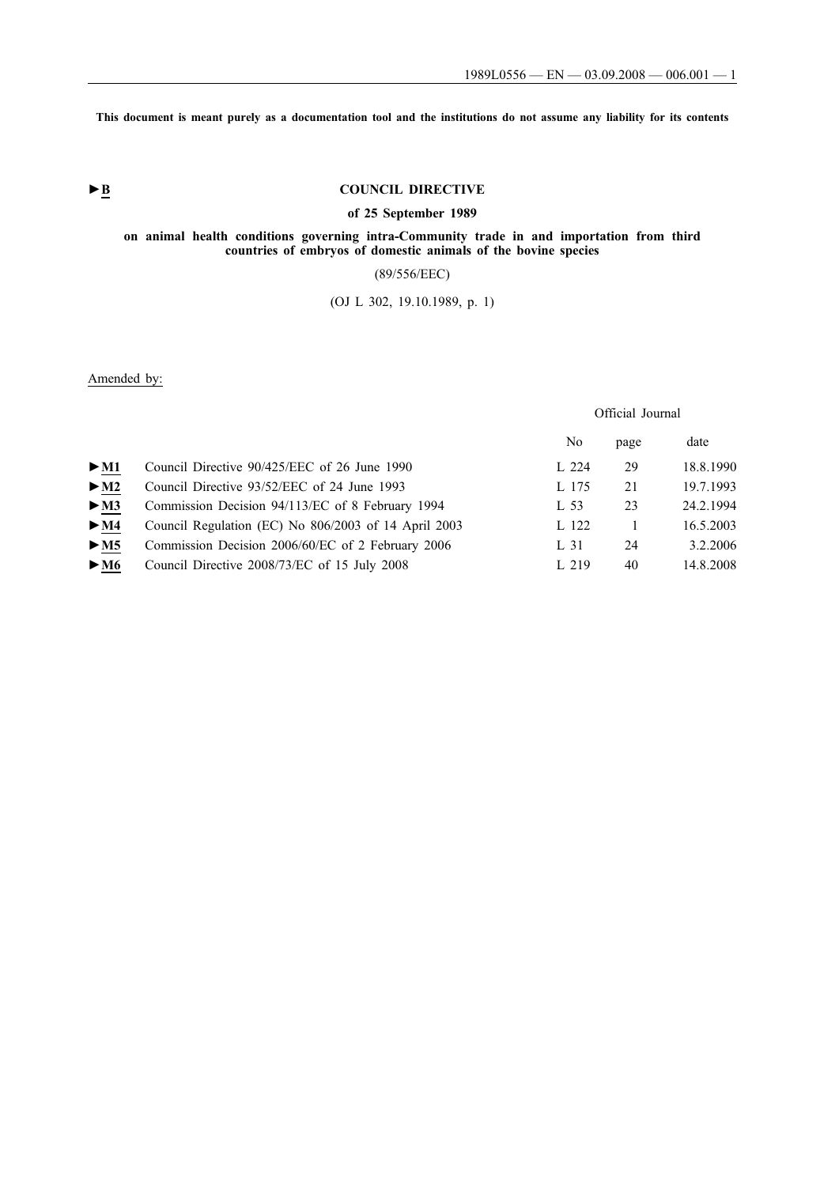**This document is meant purely as a documentation tool and the institutions do not assume any liability for its contents**

►B

# COUNCIL DIRECTIVE

## of 25 September 1989

## on animal health conditions governing intra-Community trade in and importation from third countries of embryos of domestic animals of the bovine species

(89/556/EEC)

(OJ L 302, 19.10.1989, p. 1)

Amended by:

| | | Official Journal | | |
|---|---|---|---|---|
| | | No | page | date |
| ►M1 | Council Directive 90/425/EEC of 26 June 1990 | L 224 | 29 | 18.8.1990 |
| ►M2 | Council Directive 93/52/EEC of 24 June 1993 | L 175 | 21 | 19.7.1993 |
| ►M3 | Commission Decision 94/113/EC of 8 February 1994 | L 53 | 23 | 24.2.1994 |
| ►M4 | Council Regulation (EC) No 806/2003 of 14 April 2003 | L 122 | 1 | 16.5.2003 |
| ►M5 | Commission Decision 2006/60/EC of 2 February 2006 | L 31 | 24 | 3.2.2006 |
| ►M6 | Council Directive 2008/73/EC of 15 July 2008 | L 219 | 40 | 14.8.2008 |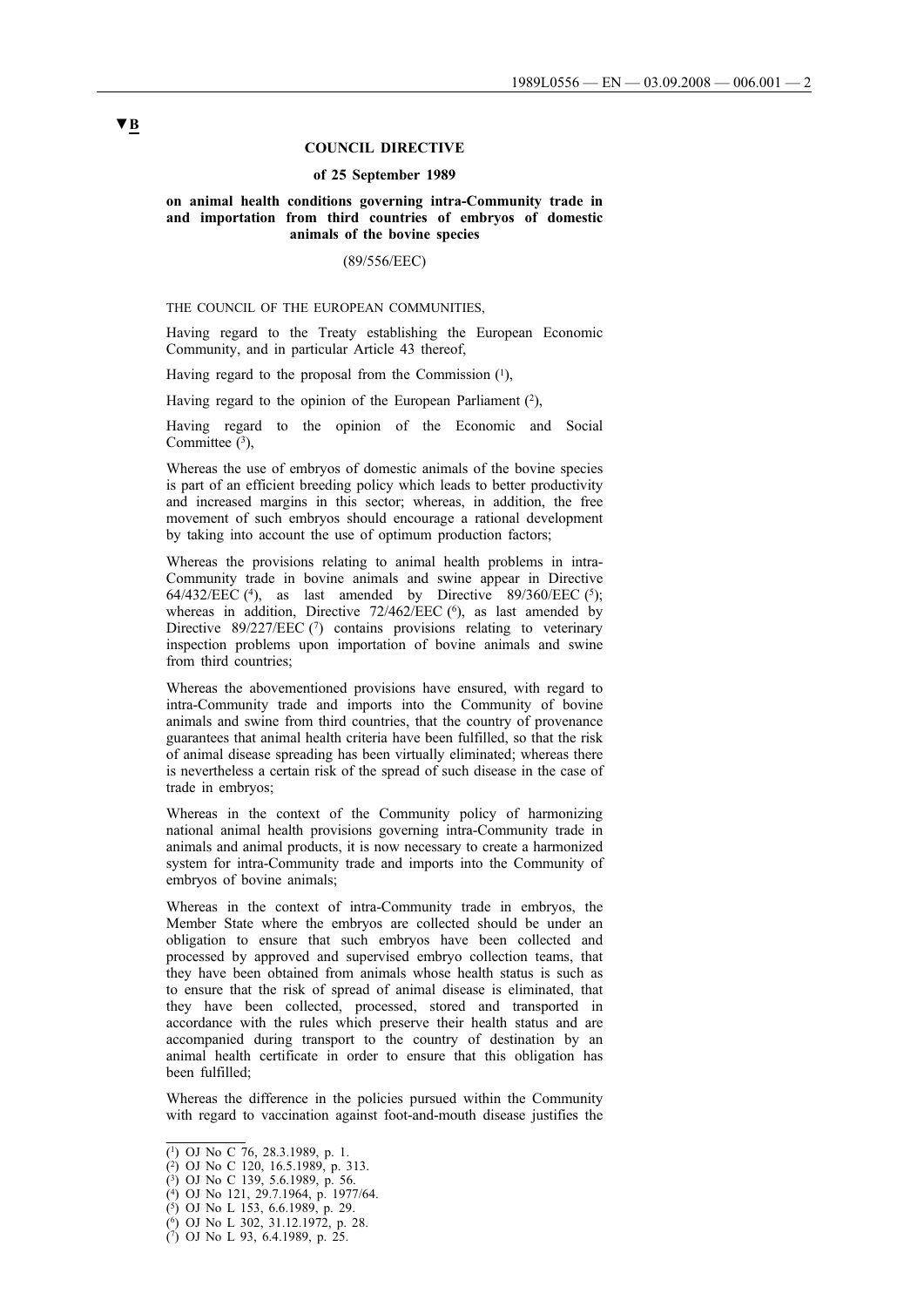▼B

**COUNCIL DIRECTIVE**

**of 25 September 1989**

**on animal health conditions governing intra-Community trade in and importation from third countries of embryos of domestic animals of the bovine species**

(89/556/EEC)

THE COUNCIL OF THE EUROPEAN COMMUNITIES,

Having regard to the Treaty establishing the European Economic Community, and in particular Article 43 thereof,

Having regard to the proposal from the Commission [1],

Having regard to the opinion of the European Parliament [2],

Having regard to the opinion of the Economic and Social Committee [3],

Whereas the use of embryos of domestic animals of the bovine species is part of an efficient breeding policy which leads to better productivity and increased margins in this sector; whereas, in addition, the free movement of such embryos should encourage a rational development by taking into account the use of optimum production factors;

Whereas the provisions relating to animal health problems in intra-Community trade in bovine animals and swine appear in Directive 64/432/EEC [4], as last amended by Directive 89/360/EEC [5]; whereas in addition, Directive 72/462/EEC [6], as last amended by Directive 89/227/EEC [7] contains provisions relating to veterinary inspection problems upon importation of bovine animals and swine from third countries;

Whereas the abovementioned provisions have ensured, with regard to intra-Community trade and imports into the Community of bovine animals and swine from third countries, that the country of provenance guarantees that animal health criteria have been fulfilled, so that the risk of animal disease spreading has been virtually eliminated; whereas there is nevertheless a certain risk of the spread of such disease in the case of trade in embryos;

Whereas in the context of the Community policy of harmonizing national animal health provisions governing intra-Community trade in animals and animal products, it is now necessary to create a harmonized system for intra-Community trade and imports into the Community of embryos of bovine animals;

Whereas in the context of intra-Community trade in embryos, the Member State where the embryos are collected should be under an obligation to ensure that such embryos have been collected and processed by approved and supervised embryo collection teams, that they have been obtained from animals whose health status is such as to ensure that the risk of spread of animal disease is eliminated, that they have been collected, processed, stored and transported in accordance with the rules which preserve their health status and are accompanied during transport to the country of destination by an animal health certificate in order to ensure that this obligation has been fulfilled;

Whereas the difference in the policies pursued within the Community with regard to vaccination against foot-and-mouth disease justifies the

---

[1] OJ No C 76, 28.3.1989, p. 1.
[2] OJ No C 120, 16.5.1989, p. 313.
[3] OJ No C 139, 5.6.1989, p. 56.
[4] OJ No 121, 29.7.1964, p. 1977/64.
[5] OJ No L 153, 6.6.1989, p. 29.
[6] OJ No L 302, 31.12.1972, p. 28.
[7] OJ No L 93, 6.4.1989, p. 25.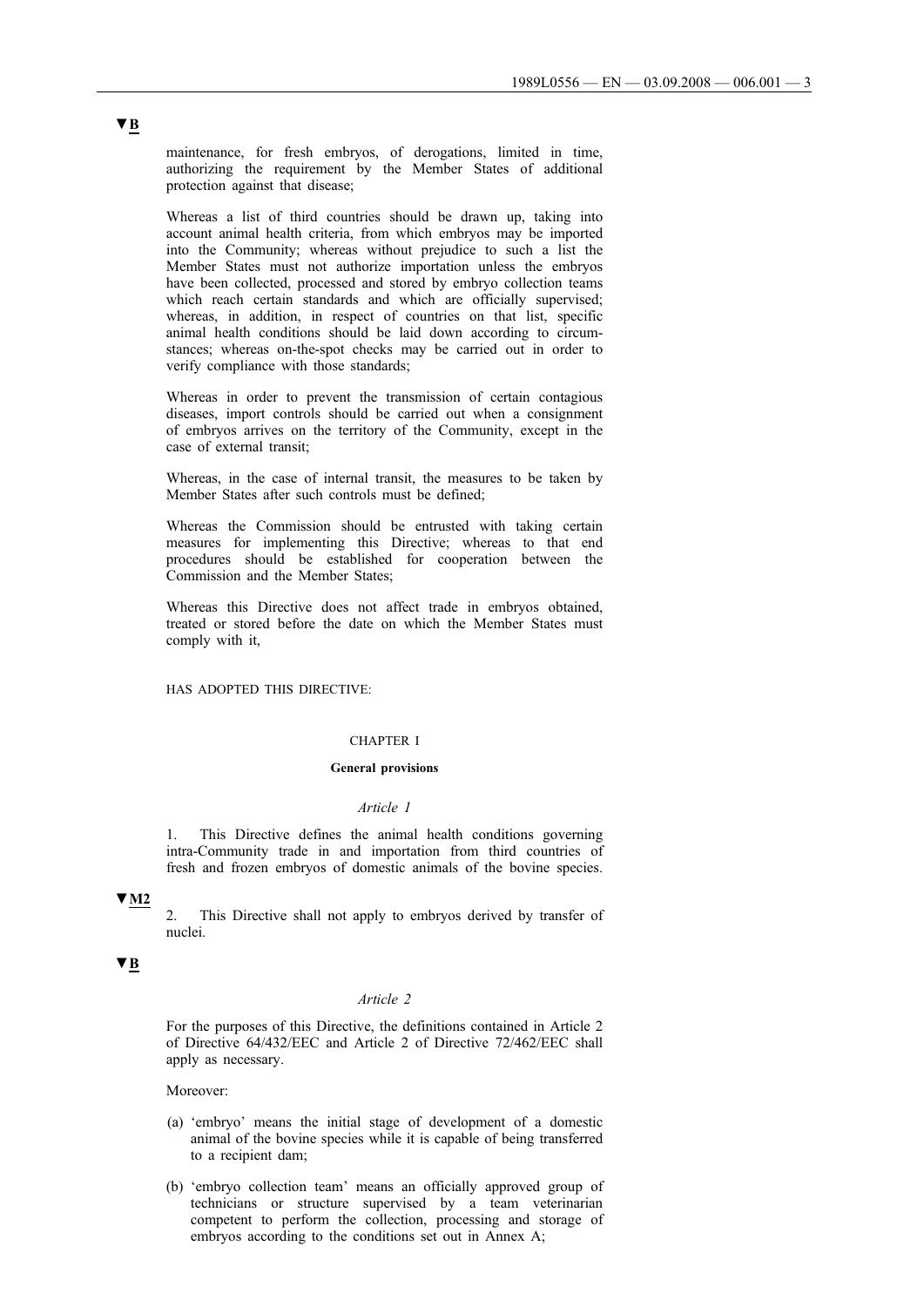▼B

maintenance, for fresh embryos, of derogations, limited in time, authorizing the requirement by the Member States of additional protection against that disease;

Whereas a list of third countries should be drawn up, taking into account animal health criteria, from which embryos may be imported into the Community; whereas without prejudice to such a list the Member States must not authorize importation unless the embryos have been collected, processed and stored by embryo collection teams which reach certain standards and which are officially supervised; whereas, in addition, in respect of countries on that list, specific animal health conditions should be laid down according to circumstances; whereas on-the-spot checks may be carried out in order to verify compliance with those standards;

Whereas in order to prevent the transmission of certain contagious diseases, import controls should be carried out when a consignment of embryos arrives on the territory of the Community, except in the case of external transit;

Whereas, in the case of internal transit, the measures to be taken by Member States after such controls must be defined;

Whereas the Commission should be entrusted with taking certain measures for implementing this Directive; whereas to that end procedures should be established for cooperation between the Commission and the Member States;

Whereas this Directive does not affect trade in embryos obtained, treated or stored before the date on which the Member States must comply with it,

HAS ADOPTED THIS DIRECTIVE:

## CHAPTER I

### General provisions

*Article 1*

1. This Directive defines the animal health conditions governing intra-Community trade in and importation from third countries of fresh and frozen embryos of domestic animals of the bovine species.

▼M2

2. This Directive shall not apply to embryos derived by transfer of nuclei.

▼B

*Article 2*

For the purposes of this Directive, the definitions contained in Article 2 of Directive 64/432/EEC and Article 2 of Directive 72/462/EEC shall apply as necessary.

Moreover:

(a) 'embryo' means the initial stage of development of a domestic animal of the bovine species while it is capable of being transferred to a recipient dam;

(b) 'embryo collection team' means an officially approved group of technicians or structure supervised by a team veterinarian competent to perform the collection, processing and storage of embryos according to the conditions set out in Annex A;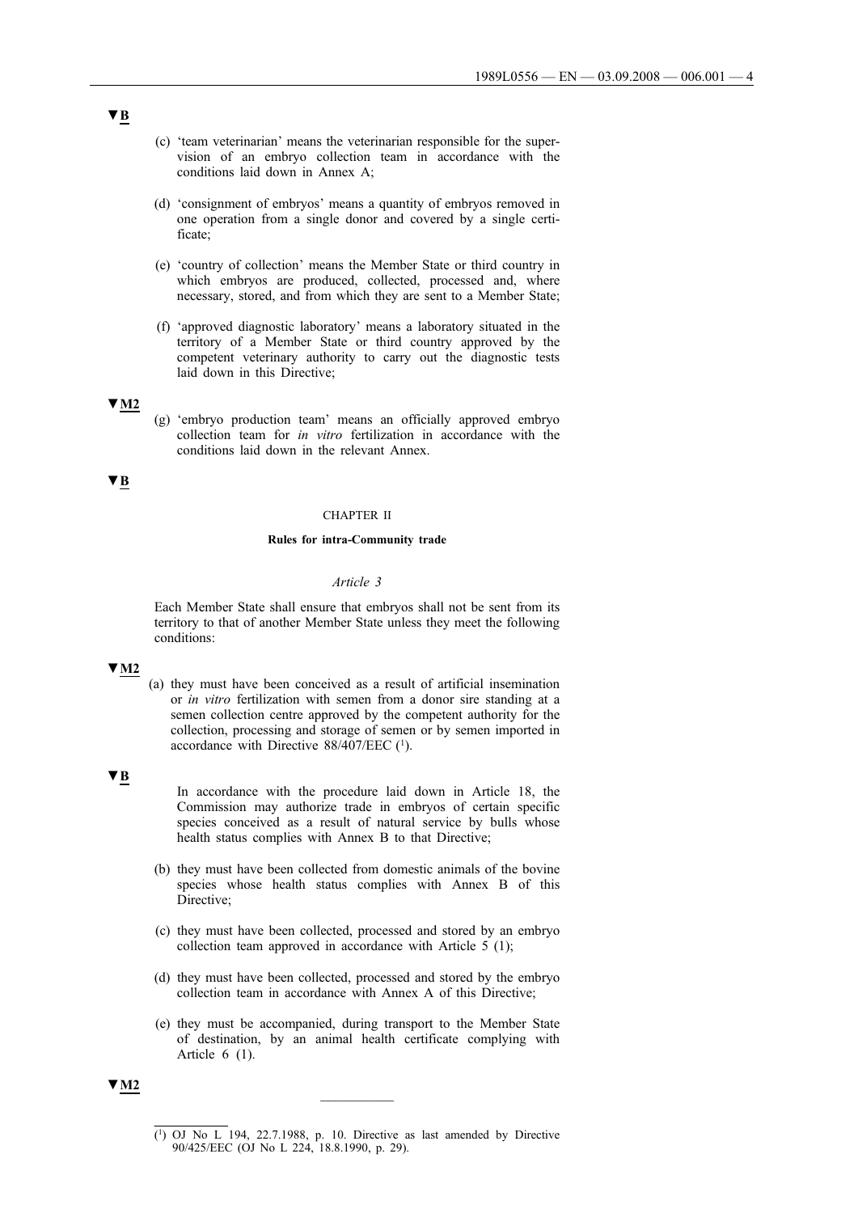▼B

(c) 'team veterinarian' means the veterinarian responsible for the supervision of an embryo collection team in accordance with the conditions laid down in Annex A;

(d) 'consignment of embryos' means a quantity of embryos removed in one operation from a single donor and covered by a single certificate;

(e) 'country of collection' means the Member State or third country in which embryos are produced, collected, processed and, where necessary, stored, and from which they are sent to a Member State;

(f) 'approved diagnostic laboratory' means a laboratory situated in the territory of a Member State or third country approved by the competent veterinary authority to carry out the diagnostic tests laid down in this Directive;

▼M2

(g) 'embryo production team' means an officially approved embryo collection team for *in vitro* fertilization in accordance with the conditions laid down in the relevant Annex.

▼B

## CHAPTER II

### Rules for intra-Community trade

*Article 3*

Each Member State shall ensure that embryos shall not be sent from its territory to that of another Member State unless they meet the following conditions:

▼M2

(a) they must have been conceived as a result of artificial insemination or *in vitro* fertilization with semen from a donor sire standing at a semen collection centre approved by the competent authority for the collection, processing and storage of semen or by semen imported in accordance with Directive 88/407/EEC [1].

▼B

In accordance with the procedure laid down in Article 18, the Commission may authorize trade in embryos of certain specific species conceived as a result of natural service by bulls whose health status complies with Annex B to that Directive;

(b) they must have been collected from domestic animals of the bovine species whose health status complies with Annex B of this Directive;

(c) they must have been collected, processed and stored by an embryo collection team approved in accordance with Article 5 (1);

(d) they must have been collected, processed and stored by the embryo collection team in accordance with Annex A of this Directive;

(e) they must be accompanied, during transport to the Member State of destination, by an animal health certificate complying with Article 6 (1).

▼M2

---

[1] OJ No L 194, 22.7.1988, p. 10. Directive as last amended by Directive 90/425/EEC (OJ No L 224, 18.8.1990, p. 29).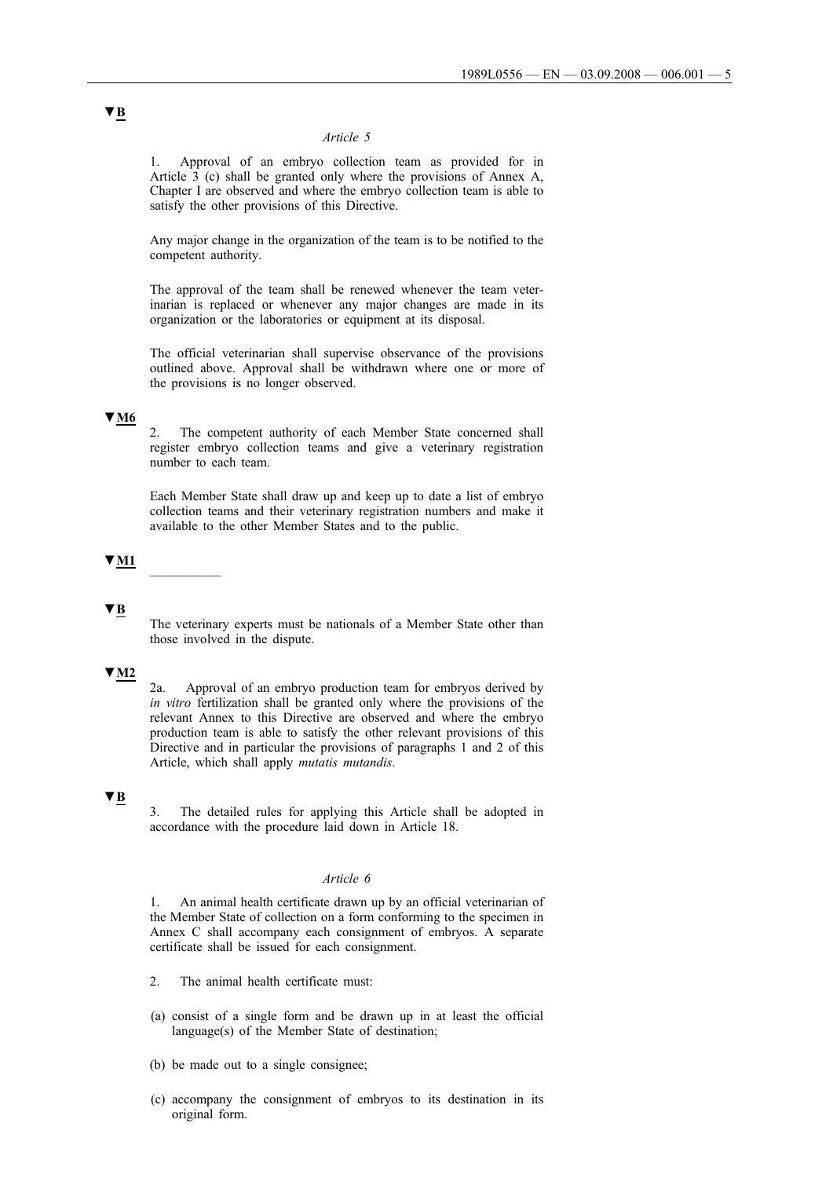▼B

*Article 5*

1. Approval of an embryo collection team as provided for in Article 3 (c) shall be granted only where the provisions of Annex A, Chapter I are observed and where the embryo collection team is able to satisfy the other provisions of this Directive.

Any major change in the organization of the team is to be notified to the competent authority.

The approval of the team shall be renewed whenever the team veterinarian is replaced or whenever any major changes are made in its organization or the laboratories or equipment at its disposal.

The official veterinarian shall supervise observance of the provisions outlined above. Approval shall be withdrawn where one or more of the provisions is no longer observed.

▼M6

2. The competent authority of each Member State concerned shall register embryo collection teams and give a veterinary registration number to each team.

Each Member State shall draw up and keep up to date a list of embryo collection teams and their veterinary registration numbers and make it available to the other Member States and to the public.

▼M1

---

▼B

The veterinary experts must be nationals of a Member State other than those involved in the dispute.

▼M2

2a. Approval of an embryo production team for embryos derived by *in vitro* fertilization shall be granted only where the provisions of the relevant Annex to this Directive are observed and where the embryo production team is able to satisfy the other relevant provisions of this Directive and in particular the provisions of paragraphs 1 and 2 of this Article, which shall apply *mutatis mutandis*.

▼B

3. The detailed rules for applying this Article shall be adopted in accordance with the procedure laid down in Article 18.

*Article 6*

1. An animal health certificate drawn up by an official veterinarian of the Member State of collection on a form conforming to the specimen in Annex C shall accompany each consignment of embryos. A separate certificate shall be issued for each consignment.

2. The animal health certificate must:

(a) consist of a single form and be drawn up in at least the official language(s) of the Member State of destination;

(b) be made out to a single consignee;

(c) accompany the consignment of embryos to its destination in its original form.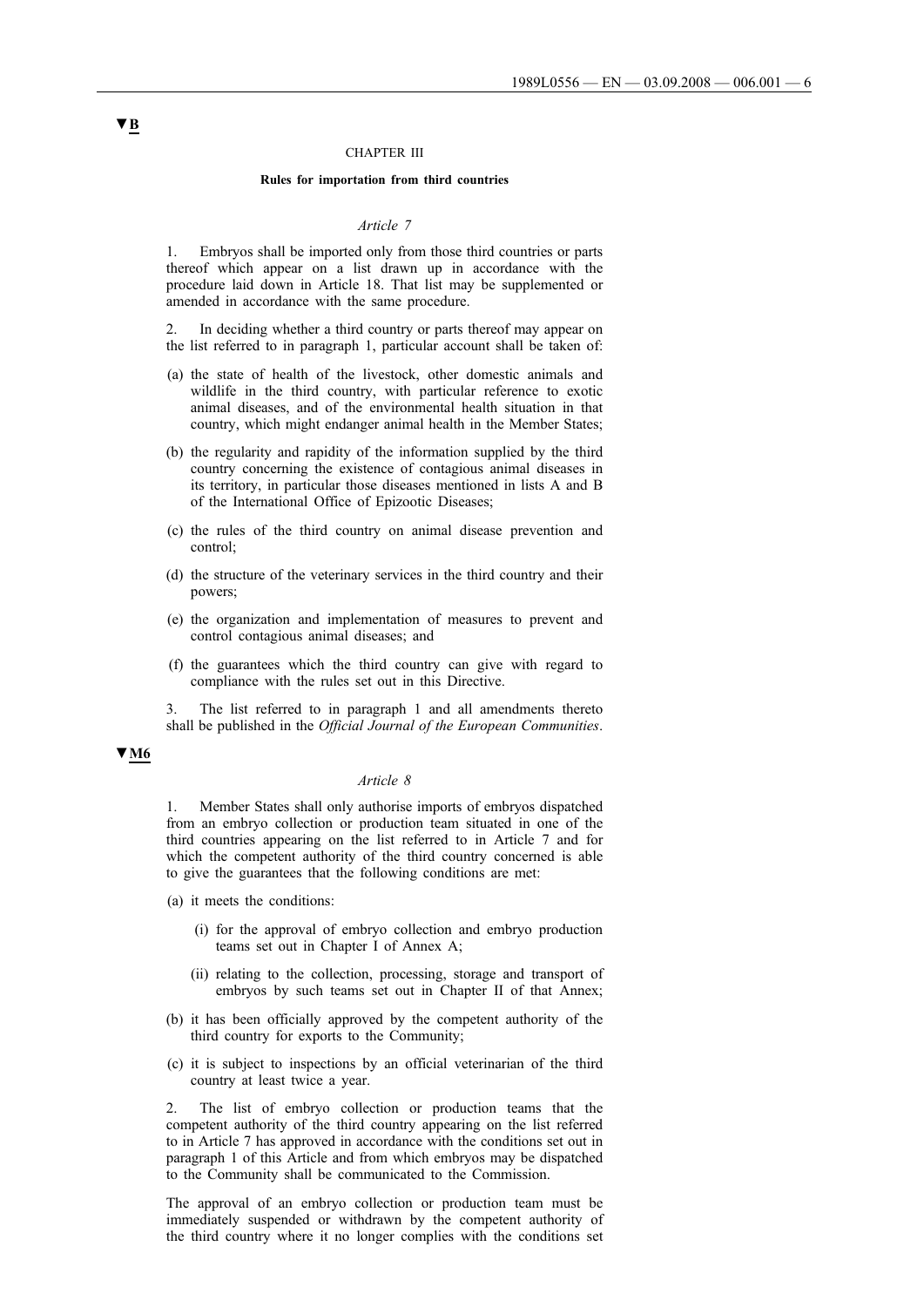▼B

CHAPTER III

**Rules for importation from third countries**

*Article 7*

1. Embryos shall be imported only from those third countries or parts thereof which appear on a list drawn up in accordance with the procedure laid down in Article 18. That list may be supplemented or amended in accordance with the same procedure.

2. In deciding whether a third country or parts thereof may appear on the list referred to in paragraph 1, particular account shall be taken of:

(a) the state of health of the livestock, other domestic animals and wildlife in the third country, with particular reference to exotic animal diseases, and of the environmental health situation in that country, which might endanger animal health in the Member States;

(b) the regularity and rapidity of the information supplied by the third country concerning the existence of contagious animal diseases in its territory, in particular those diseases mentioned in lists A and B of the International Office of Epizootic Diseases;

(c) the rules of the third country on animal disease prevention and control;

(d) the structure of the veterinary services in the third country and their powers;

(e) the organization and implementation of measures to prevent and control contagious animal diseases; and

(f) the guarantees which the third country can give with regard to compliance with the rules set out in this Directive.

3. The list referred to in paragraph 1 and all amendments thereto shall be published in the *Official Journal of the European Communities*.

▼M6

*Article 8*

1. Member States shall only authorise imports of embryos dispatched from an embryo collection or production team situated in one of the third countries appearing on the list referred to in Article 7 and for which the competent authority of the third country concerned is able to give the guarantees that the following conditions are met:

(a) it meets the conditions:

   (i) for the approval of embryo collection and embryo production teams set out in Chapter I of Annex A;

   (ii) relating to the collection, processing, storage and transport of embryos by such teams set out in Chapter II of that Annex;

(b) it has been officially approved by the competent authority of the third country for exports to the Community;

(c) it is subject to inspections by an official veterinarian of the third country at least twice a year.

2. The list of embryo collection or production teams that the competent authority of the third country appearing on the list referred to in Article 7 has approved in accordance with the conditions set out in paragraph 1 of this Article and from which embryos may be dispatched to the Community shall be communicated to the Commission.

The approval of an embryo collection or production team must be immediately suspended or withdrawn by the competent authority of the third country where it no longer complies with the conditions set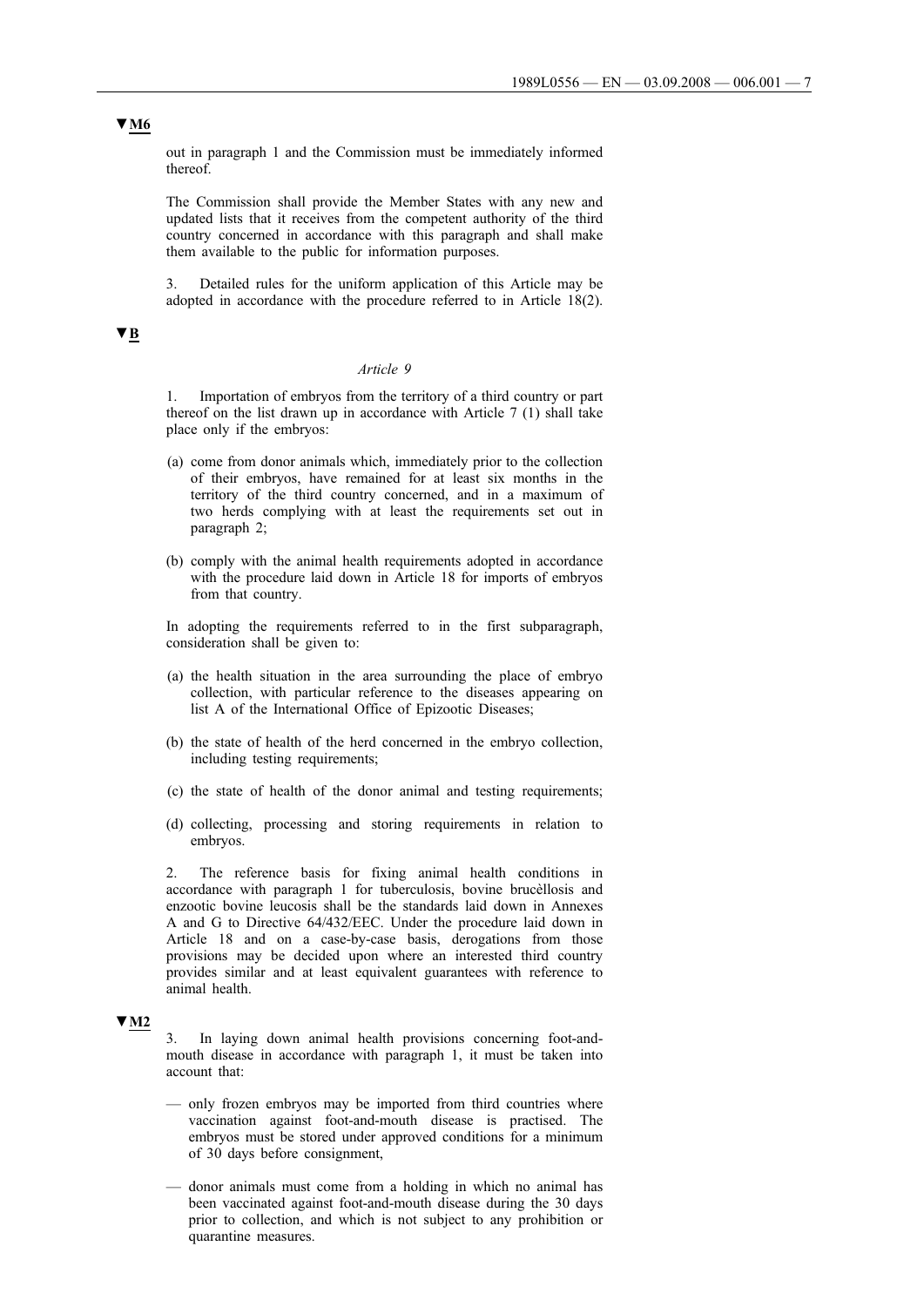▼M6

out in paragraph 1 and the Commission must be immediately informed thereof.

The Commission shall provide the Member States with any new and updated lists that it receives from the competent authority of the third country concerned in accordance with this paragraph and shall make them available to the public for information purposes.

3. Detailed rules for the uniform application of this Article may be adopted in accordance with the procedure referred to in Article 18(2).

▼B

*Article 9*

1. Importation of embryos from the territory of a third country or part thereof on the list drawn up in accordance with Article 7 (1) shall take place only if the embryos:

(a) come from donor animals which, immediately prior to the collection of their embryos, have remained for at least six months in the territory of the third country concerned, and in a maximum of two herds complying with at least the requirements set out in paragraph 2;

(b) comply with the animal health requirements adopted in accordance with the procedure laid down in Article 18 for imports of embryos from that country.

In adopting the requirements referred to in the first subparagraph, consideration shall be given to:

(a) the health situation in the area surrounding the place of embryo collection, with particular reference to the diseases appearing on list A of the International Office of Epizootic Diseases;

(b) the state of health of the herd concerned in the embryo collection, including testing requirements;

(c) the state of health of the donor animal and testing requirements;

(d) collecting, processing and storing requirements in relation to embryos.

2. The reference basis for fixing animal health conditions in accordance with paragraph 1 for tuberculosis, bovine brucèllosis and enzootic bovine leucosis shall be the standards laid down in Annexes A and G to Directive 64/432/EEC. Under the procedure laid down in Article 18 and on a case-by-case basis, derogations from those provisions may be decided upon where an interested third country provides similar and at least equivalent guarantees with reference to animal health.

▼M2

3. In laying down animal health provisions concerning foot-and-mouth disease in accordance with paragraph 1, it must be taken into account that:

— only frozen embryos may be imported from third countries where vaccination against foot-and-mouth disease is practised. The embryos must be stored under approved conditions for a minimum of 30 days before consignment,

— donor animals must come from a holding in which no animal has been vaccinated against foot-and-mouth disease during the 30 days prior to collection, and which is not subject to any prohibition or quarantine measures.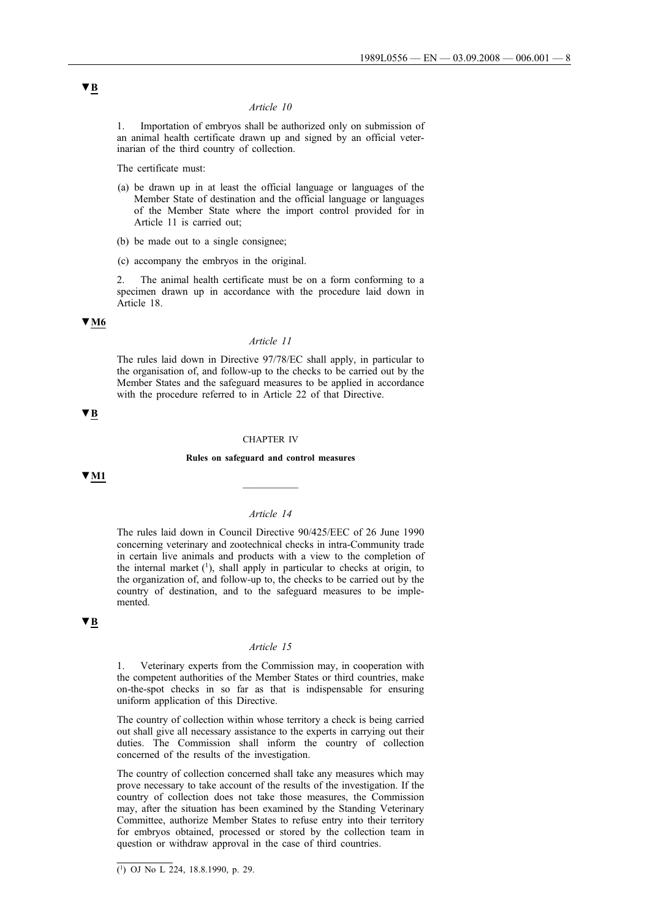▼B

*Article 10*

1. Importation of embryos shall be authorized only on submission of an animal health certificate drawn up and signed by an official veterinarian of the third country of collection.

The certificate must:

(a) be drawn up in at least the official language or languages of the Member State of destination and the official language or languages of the Member State where the import control provided for in Article 11 is carried out;

(b) be made out to a single consignee;

(c) accompany the embryos in the original.

2. The animal health certificate must be on a form conforming to a specimen drawn up in accordance with the procedure laid down in Article 18.

▼M6

*Article 11*

The rules laid down in Directive 97/78/EC shall apply, in particular to the organisation of, and follow-up to the checks to be carried out by the Member States and the safeguard measures to be applied in accordance with the procedure referred to in Article 22 of that Directive.

▼B

CHAPTER IV

**Rules on safeguard and control measures**

▼M1

---

*Article 14*

The rules laid down in Council Directive 90/425/EEC of 26 June 1990 concerning veterinary and zootechnical checks in intra-Community trade in certain live animals and products with a view to the completion of the internal market [1], shall apply in particular to checks at origin, to the organization of, and follow-up to, the checks to be carried out by the country of destination, and to the safeguard measures to be implemented.

▼B

*Article 15*

1. Veterinary experts from the Commission may, in cooperation with the competent authorities of the Member States or third countries, make on-the-spot checks in so far as that is indispensable for ensuring uniform application of this Directive.

The country of collection within whose territory a check is being carried out shall give all necessary assistance to the experts in carrying out their duties. The Commission shall inform the country of collection concerned of the results of the investigation.

The country of collection concerned shall take any measures which may prove necessary to take account of the results of the investigation. If the country of collection does not take those measures, the Commission may, after the situation has been examined by the Standing Veterinary Committee, authorize Member States to refuse entry into their territory for embryos obtained, processed or stored by the collection team in question or withdraw approval in the case of third countries.

---

[1] OJ No L 224, 18.8.1990, p. 29.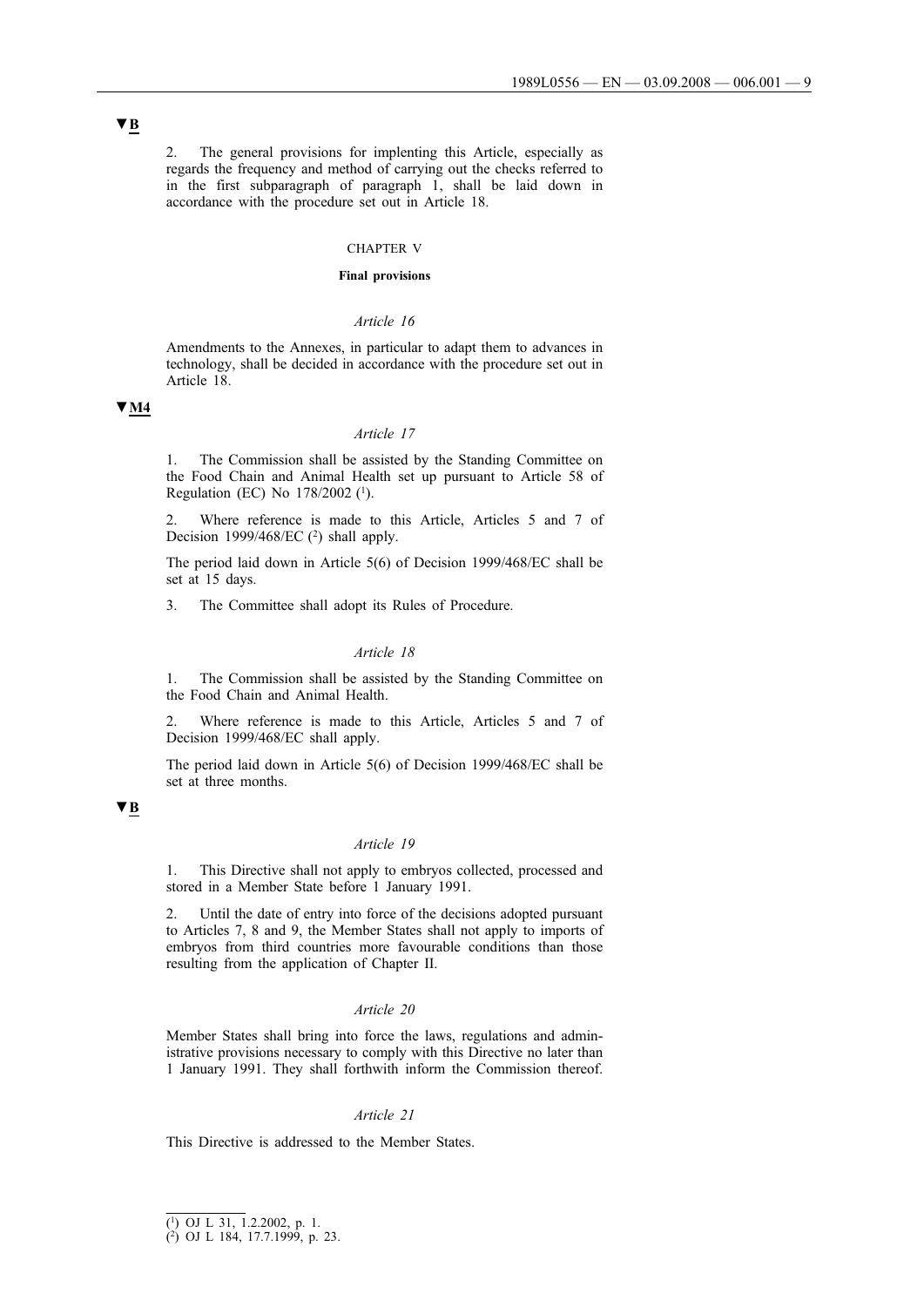▼B

2. The general provisions for implementing this Article, especially as regards the frequency and method of carrying out the checks referred to in the first subparagraph of paragraph 1, shall be laid down in accordance with the procedure set out in Article 18.

## CHAPTER V

### Final provisions

*Article 16*

Amendments to the Annexes, in particular to adapt them to advances in technology, shall be decided in accordance with the procedure set out in Article 18.

▼M4

*Article 17*

1. The Commission shall be assisted by the Standing Committee on the Food Chain and Animal Health set up pursuant to Article 58 of Regulation (EC) No 178/2002 [1].

2. Where reference is made to this Article, Articles 5 and 7 of Decision 1999/468/EC [2] shall apply.

The period laid down in Article 5(6) of Decision 1999/468/EC shall be set at 15 days.

3. The Committee shall adopt its Rules of Procedure.

*Article 18*

1. The Commission shall be assisted by the Standing Committee on the Food Chain and Animal Health.

2. Where reference is made to this Article, Articles 5 and 7 of Decision 1999/468/EC shall apply.

The period laid down in Article 5(6) of Decision 1999/468/EC shall be set at three months.

▼B

*Article 19*

1. This Directive shall not apply to embryos collected, processed and stored in a Member State before 1 January 1991.

2. Until the date of entry into force of the decisions adopted pursuant to Articles 7, 8 and 9, the Member States shall not apply to imports of embryos from third countries more favourable conditions than those resulting from the application of Chapter II.

*Article 20*

Member States shall bring into force the laws, regulations and administrative provisions necessary to comply with this Directive no later than 1 January 1991. They shall forthwith inform the Commission thereof.

*Article 21*

This Directive is addressed to the Member States.

---

[1] OJ L 31, 1.2.2002, p. 1.

[2] OJ L 184, 17.7.1999, p. 23.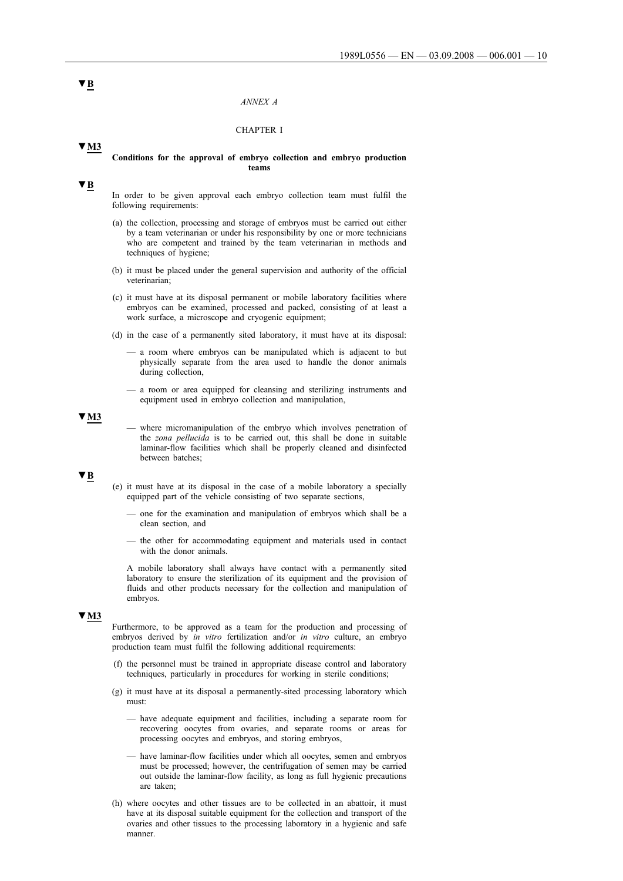▼B

*ANNEX A*

CHAPTER I

▼M3

**Conditions for the approval of embryo collection and embryo production teams**

▼B

In order to be given approval each embryo collection team must fulfil the following requirements:

(a) the collection, processing and storage of embryos must be carried out either by a team veterinarian or under his responsibility by one or more technicians who are competent and trained by the team veterinarian in methods and techniques of hygiene;

(b) it must be placed under the general supervision and authority of the official veterinarian;

(c) it must have at its disposal permanent or mobile laboratory facilities where embryos can be examined, processed and packed, consisting of at least a work surface, a microscope and cryogenic equipment;

(d) in the case of a permanently sited laboratory, it must have at its disposal:

— a room where embryos can be manipulated which is adjacent to but physically separate from the area used to handle the donor animals during collection,

— a room or area equipped for cleansing and sterilizing instruments and equipment used in embryo collection and manipulation,

▼M3

— where micromanipulation of the embryo which involves penetration of the *zona pellucida* is to be carried out, this shall be done in suitable laminar-flow facilities which shall be properly cleaned and disinfected between batches;

▼B

(e) it must have at its disposal in the case of a mobile laboratory a specially equipped part of the vehicle consisting of two separate sections,

— one for the examination and manipulation of embryos which shall be a clean section, and

— the other for accommodating equipment and materials used in contact with the donor animals.

A mobile laboratory shall always have contact with a permanently sited laboratory to ensure the sterilization of its equipment and the provision of fluids and other products necessary for the collection and manipulation of embryos.

▼M3

Furthermore, to be approved as a team for the production and processing of embryos derived by *in vitro* fertilization and/or *in vitro* culture, an embryo production team must fulfil the following additional requirements:

(f) the personnel must be trained in appropriate disease control and laboratory techniques, particularly in procedures for working in sterile conditions;

(g) it must have at its disposal a permanently-sited processing laboratory which must:

— have adequate equipment and facilities, including a separate room for recovering oocytes from ovaries, and separate rooms or areas for processing oocytes and embryos, and storing embryos,

— have laminar-flow facilities under which all oocytes, semen and embryos must be processed; however, the centrifugation of semen may be carried out outside the laminar-flow facility, as long as full hygienic precautions are taken;

(h) where oocytes and other tissues are to be collected in an abattoir, it must have at its disposal suitable equipment for the collection and transport of the ovaries and other tissues to the processing laboratory in a hygienic and safe manner.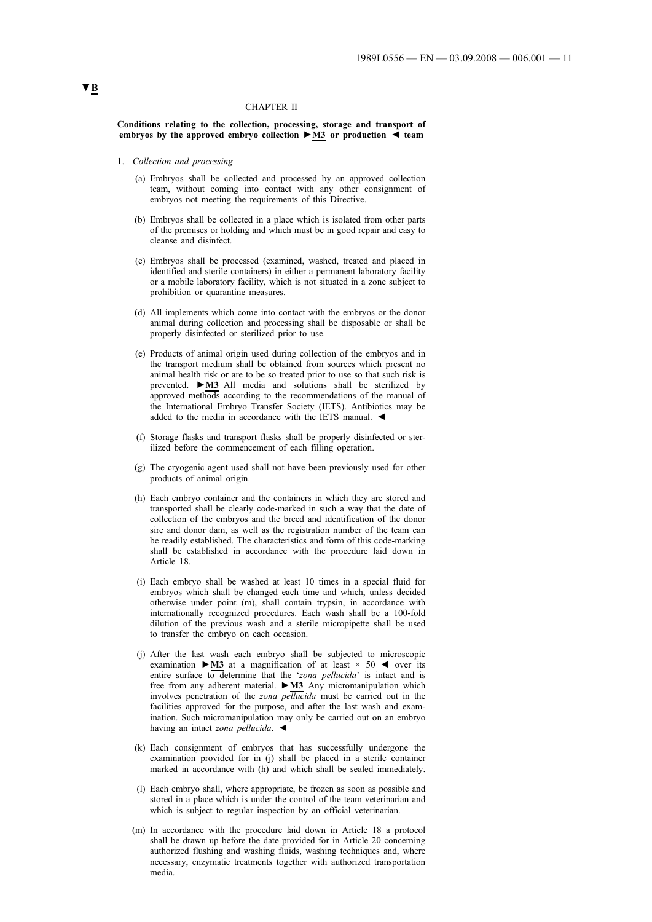▼B

CHAPTER II

**Conditions relating to the collection, processing, storage and transport of embryos by the approved embryo collection ►M3 or production ◄ team**

1. *Collection and processing*

   (a) Embryos shall be collected and processed by an approved collection team, without coming into contact with any other consignment of embryos not meeting the requirements of this Directive.

   (b) Embryos shall be collected in a place which is isolated from other parts of the premises or holding and which must be in good repair and easy to cleanse and disinfect.

   (c) Embryos shall be processed (examined, washed, treated and placed in identified and sterile containers) in either a permanent laboratory facility or a mobile laboratory facility, which is not situated in a zone subject to prohibition or quarantine measures.

   (d) All implements which come into contact with the embryos or the donor animal during collection and processing shall be disposable or shall be properly disinfected or sterilized prior to use.

   (e) Products of animal origin used during collection of the embryos and in the transport medium shall be obtained from sources which present no animal health risk or are to be so treated prior to use so that such risk is prevented. ►M3 All media and solutions shall be sterilized by approved methods according to the recommendations of the manual of the International Embryo Transfer Society (IETS). Antibiotics may be added to the media in accordance with the IETS manual. ◄

   (f) Storage flasks and transport flasks shall be properly disinfected or sterilized before the commencement of each filling operation.

   (g) The cryogenic agent used shall not have been previously used for other products of animal origin.

   (h) Each embryo container and the containers in which they are stored and transported shall be clearly code-marked in such a way that the date of collection of the embryos and the breed and identification of the donor sire and donor dam, as well as the registration number of the team can be readily established. The characteristics and form of this code-marking shall be established in accordance with the procedure laid down in Article 18.

   (i) Each embryo shall be washed at least 10 times in a special fluid for embryos which shall be changed each time and which, unless decided otherwise under point (m), shall contain trypsin, in accordance with internationally recognized procedures. Each wash shall be a 100-fold dilution of the previous wash and a sterile micropipette shall be used to transfer the embryo on each occasion.

   (j) After the last wash each embryo shall be subjected to microscopic examination ►M3 at a magnification of at least × 50 ◄ over its entire surface to determine that the '*zona pellucida*' is intact and is free from any adherent material. ►M3 Any micromanipulation which involves penetration of the *zona pellucida* must be carried out in the facilities approved for the purpose, and after the last wash and examination. Such micromanipulation may only be carried out on an embryo having an intact *zona pellucida*. ◄

   (k) Each consignment of embryos that has successfully undergone the examination provided for in (j) shall be placed in a sterile container marked in accordance with (h) and which shall be sealed immediately.

   (l) Each embryo shall, where appropriate, be frozen as soon as possible and stored in a place which is under the control of the team veterinarian and which is subject to regular inspection by an official veterinarian.

   (m) In accordance with the procedure laid down in Article 18 a protocol shall be drawn up before the date provided for in Article 20 concerning authorized flushing and washing fluids, washing techniques and, where necessary, enzymatic treatments together with authorized transportation media.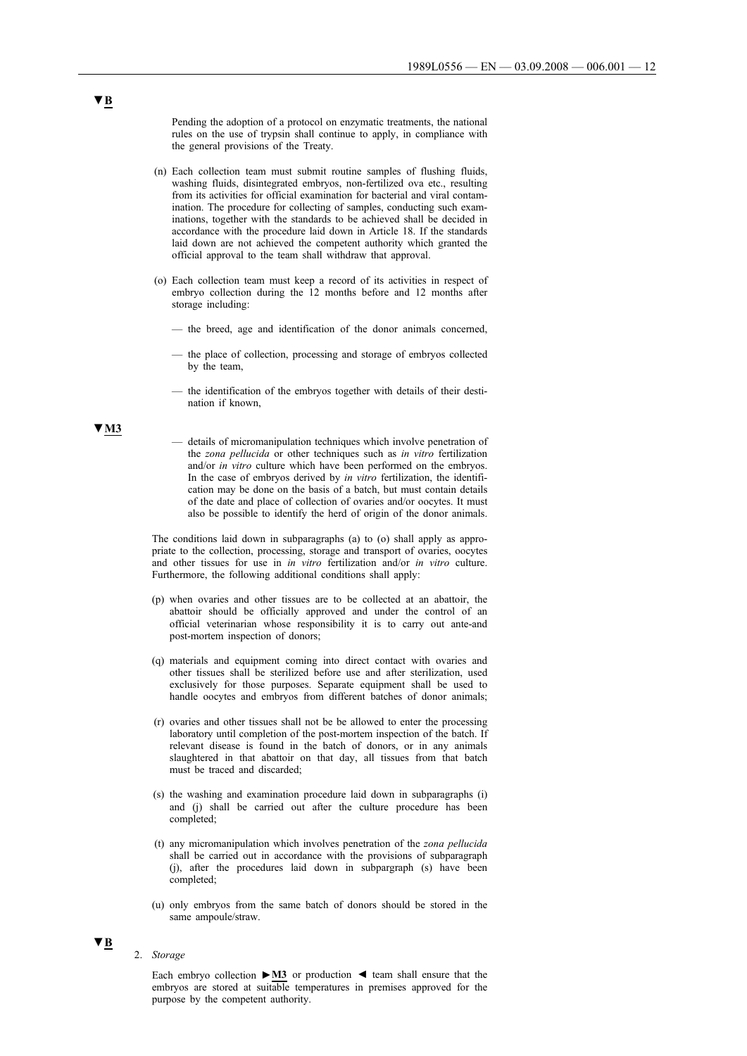▼B

Pending the adoption of a protocol on enzymatic treatments, the national rules on the use of trypsin shall continue to apply, in compliance with the general provisions of the Treaty.

(n) Each collection team must submit routine samples of flushing fluids, washing fluids, disintegrated embryos, non-fertilized ova etc., resulting from its activities for official examination for bacterial and viral contamination. The procedure for collecting of samples, conducting such examinations, together with the standards to be achieved shall be decided in accordance with the procedure laid down in Article 18. If the standards laid down are not achieved the competent authority which granted the official approval to the team shall withdraw that approval.

(o) Each collection team must keep a record of its activities in respect of embryo collection during the 12 months before and 12 months after storage including:

— the breed, age and identification of the donor animals concerned,

— the place of collection, processing and storage of embryos collected by the team,

— the identification of the embryos together with details of their destination if known,

▼M3

— details of micromanipulation techniques which involve penetration of the *zona pellucida* or other techniques such as *in vitro* fertilization and/or *in vitro* culture which have been performed on the embryos. In the case of embryos derived by *in vitro* fertilization, the identification may be done on the basis of a batch, but must contain details of the date and place of collection of ovaries and/or oocytes. It must also be possible to identify the herd of origin of the donor animals.

The conditions laid down in subparagraphs (a) to (o) shall apply as appropriate to the collection, processing, storage and transport of ovaries, oocytes and other tissues for use in *in vitro* fertilization and/or *in vitro* culture. Furthermore, the following additional conditions shall apply:

(p) when ovaries and other tissues are to be collected at an abattoir, the abattoir should be officially approved and under the control of an official veterinarian whose responsibility it is to carry out ante-and post-mortem inspection of donors;

(q) materials and equipment coming into direct contact with ovaries and other tissues shall be sterilized before use and after sterilization, used exclusively for those purposes. Separate equipment shall be used to handle oocytes and embryos from different batches of donor animals;

(r) ovaries and other tissues shall not be be allowed to enter the processing laboratory until completion of the post-mortem inspection of the batch. If relevant disease is found in the batch of donors, or in any animals slaughtered in that abattoir on that day, all tissues from that batch must be traced and discarded;

(s) the washing and examination procedure laid down in subparagraphs (i) and (j) shall be carried out after the culture procedure has been completed;

(t) any micromanipulation which involves penetration of the *zona pellucida* shall be carried out in accordance with the provisions of subparagraph (j), after the procedures laid down in subpargraph (s) have been completed;

(u) only embryos from the same batch of donors should be stored in the same ampoule/straw.

▼B

2. *Storage*

Each embryo collection ►M3 or production ◄ team shall ensure that the embryos are stored at suitable temperatures in premises approved for the purpose by the competent authority.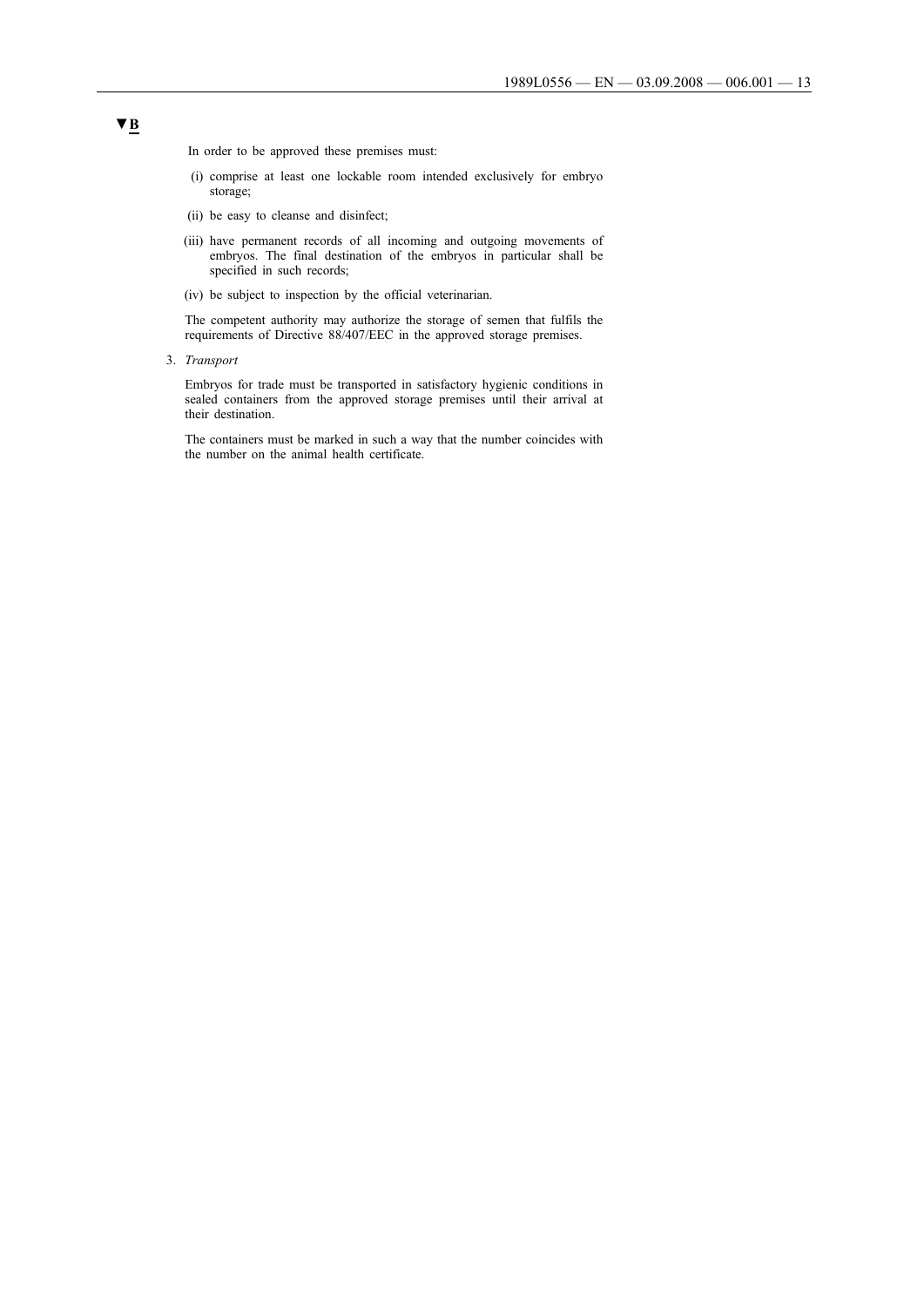▼B

In order to be approved these premises must:

(i) comprise at least one lockable room intended exclusively for embryo storage;

(ii) be easy to cleanse and disinfect;

(iii) have permanent records of all incoming and outgoing movements of embryos. The final destination of the embryos in particular shall be specified in such records;

(iv) be subject to inspection by the official veterinarian.

The competent authority may authorize the storage of semen that fulfils the requirements of Directive 88/407/EEC in the approved storage premises.

3. *Transport*

Embryos for trade must be transported in satisfactory hygienic conditions in sealed containers from the approved storage premises until their arrival at their destination.

The containers must be marked in such a way that the number coincides with the number on the animal health certificate.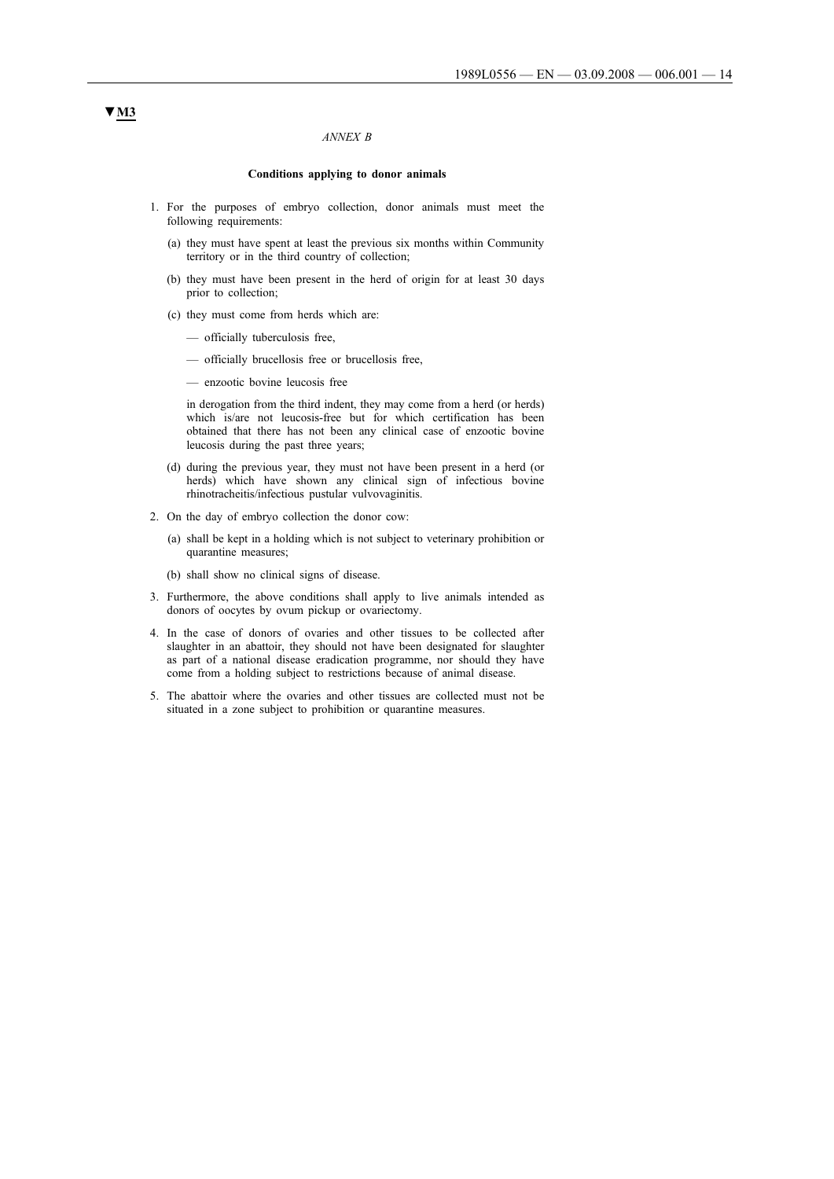▼M3

*ANNEX B*

**Conditions applying to donor animals**

1. For the purposes of embryo collection, donor animals must meet the following requirements:

   (a) they must have spent at least the previous six months within Community territory or in the third country of collection;

   (b) they must have been present in the herd of origin for at least 30 days prior to collection;

   (c) they must come from herds which are:

   — officially tuberculosis free,

   — officially brucellosis free or brucellosis free,

   — enzootic bovine leucosis free

   in derogation from the third indent, they may come from a herd (or herds) which is/are not leucosis-free but for which certification has been obtained that there has not been any clinical case of enzootic bovine leucosis during the past three years;

   (d) during the previous year, they must not have been present in a herd (or herds) which have shown any clinical sign of infectious bovine rhinotracheitis/infectious pustular vulvovaginitis.

2. On the day of embryo collection the donor cow:

   (a) shall be kept in a holding which is not subject to veterinary prohibition or quarantine measures;

   (b) shall show no clinical signs of disease.

3. Furthermore, the above conditions shall apply to live animals intended as donors of oocytes by ovum pickup or ovariectomy.

4. In the case of donors of ovaries and other tissues to be collected after slaughter in an abattoir, they should not have been designated for slaughter as part of a national disease eradication programme, nor should they have come from a holding subject to restrictions because of animal disease.

5. The abattoir where the ovaries and other tissues are collected must not be situated in a zone subject to prohibition or quarantine measures.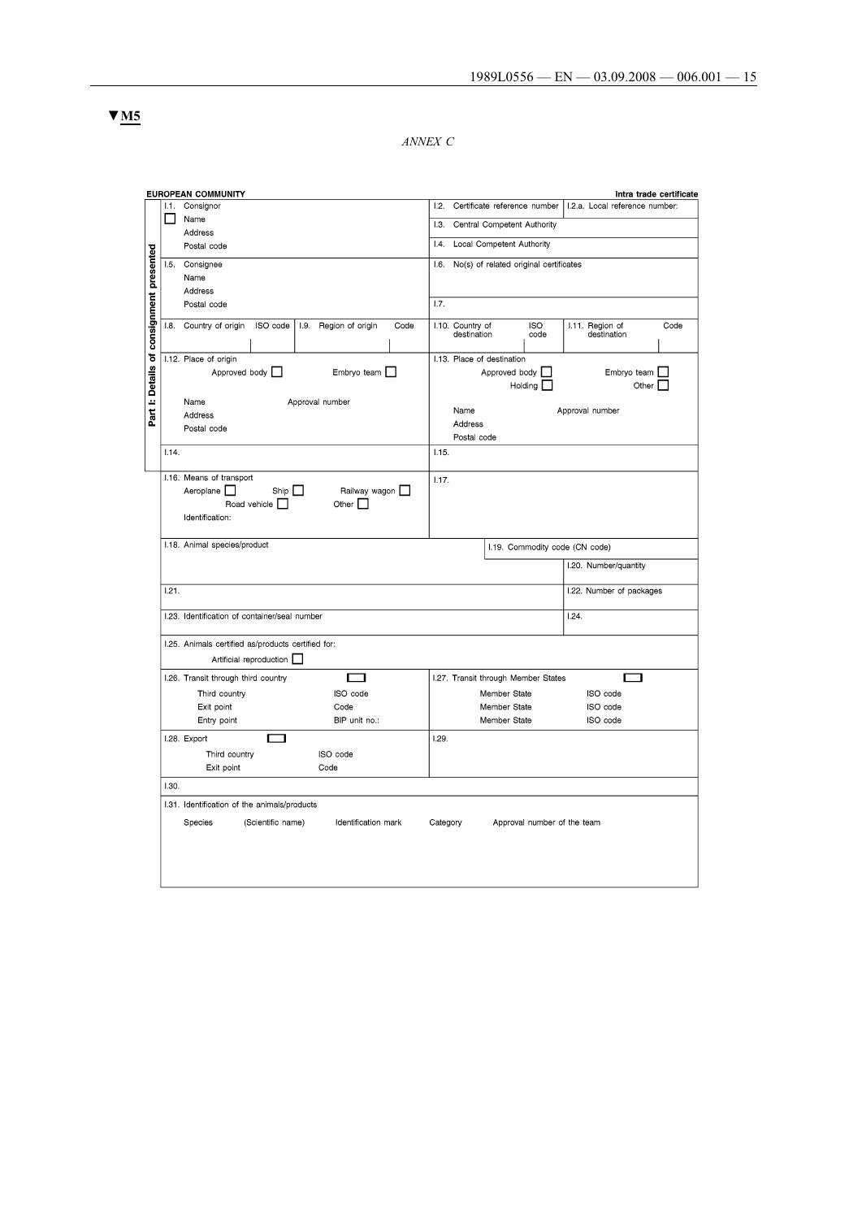▼M5

*ANNEX C*

**EUROPEAN COMMUNITY** **Intra trade certificate**

**Part I: Details of consignment presented**

| | | | |
|---|---|---|---|
| I.1. Consignor<br>☐ Name<br>Address<br>Postal code | | I.2. Certificate reference number | I.2.a. Local reference number: |
| | | I.3. Central Competent Authority | |
| | | I.4. Local Competent Authority | |
| I.5. Consignee<br>Name<br>Address<br>Postal code | | I.6. No(s) of related original certificates | |
| | | I.7. | |
| I.8. Country of origin ISO code | I.9. Region of origin Code | I.10. Country of destination ISO code | I.11. Region of destination Code |
| I.12. Place of origin<br>Approved body ☐ Embryo team ☐<br>Name Approval number<br>Address<br>Postal code | | I.13. Place of destination<br>Approved body ☐ Embryo team ☐<br>Holding ☐ Other ☐<br>Name Approval number<br>Address<br>Postal code | |
| I.14. | | I.15. | |
| I.16. Means of transport<br>Aeroplane ☐ Ship ☐ Railway wagon ☐<br>Road vehicle ☐ Other ☐<br>Identification: | | I.17. | |
| I.18. Animal species/product | | I.19. Commodity code (CN code) | |
| | | | I.20. Number/quantity |
| I.21. | | | I.22. Number of packages |
| I.23. Identification of container/seal number | | | I.24. |
| I.25. Animals certified as/products certified for:<br>Artificial reproduction ☐ | | | |
| I.26. Transit through third country ☐<br>Third country ISO code<br>Exit point Code<br>Entry point BIP unit no.: | | I.27. Transit through Member States ☐<br>Member State ISO code<br>Member State ISO code<br>Member State ISO code | |
| I.28. Export ☐<br>Third country ISO code<br>Exit point Code | | I.29. | |
| I.30. | | | |
| I.31. Identification of the animals/products<br>Species (Scientific name) Identification mark Category Approval number of the team | | | |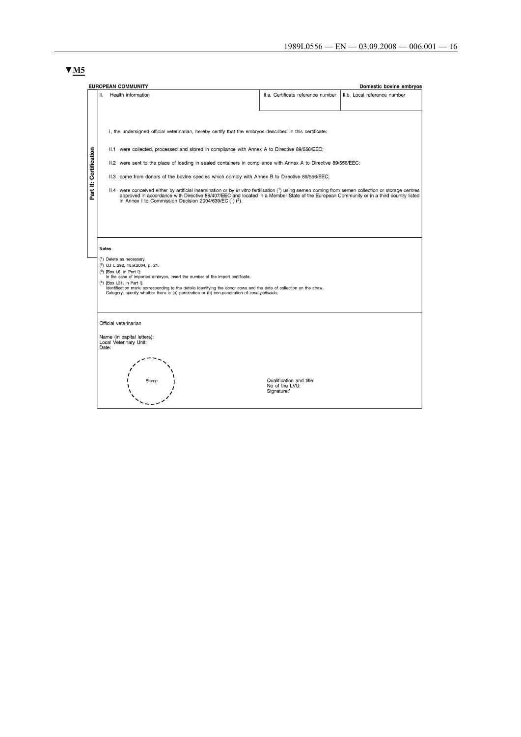▼M5

**EUROPEAN COMMUNITY** **Domestic bovine embryos**

| II. Health information | II.a. Certificate reference number | II.b. Local reference number |
|---|---|---|

**Part II: Certification**

I, the undersigned official veterinarian, hereby certify that the embryos described in this certificate:

II.1 were collected, processed and stored in compliance with Annex A to Directive 89/556/EEC;

II.2 were sent to the place of loading in sealed containers in compliance with Annex A to Directive 89/556/EEC;

II.3 come from donors of the bovine species which comply with Annex B to Directive 89/556/EEC;

II.4 were conceived either by artificial insemination or by *in vitro* fertilisation (1) using semen coming from semen collection or storage centres approved in accordance with Directive 88/407/EEC and located in a Member State of the European Community or in a third country listed in Annex I to Commission Decision 2004/639/EC (1) (2).

**Notes**

(1) Delete as necessary.
(2) OJ L 292, 15.9.2004, p. 21.
(3) [Box I.6. in Part I]:
In the case of imported embryos, insert the number of the import certificate.
(4) [Box I.31. in Part I]:
Identification mark: corresponding to the details identifying the donor cows and the date of collection on the straw.
Category: specify whether there is (a) penetration or (b) non-penetration of *zona pellucida*.

Official veterinarian

Name (in capital letters):
Local Veterinary Unit:
Date:

Stamp

Qualification and title:
No of the LVU:
Signature:'